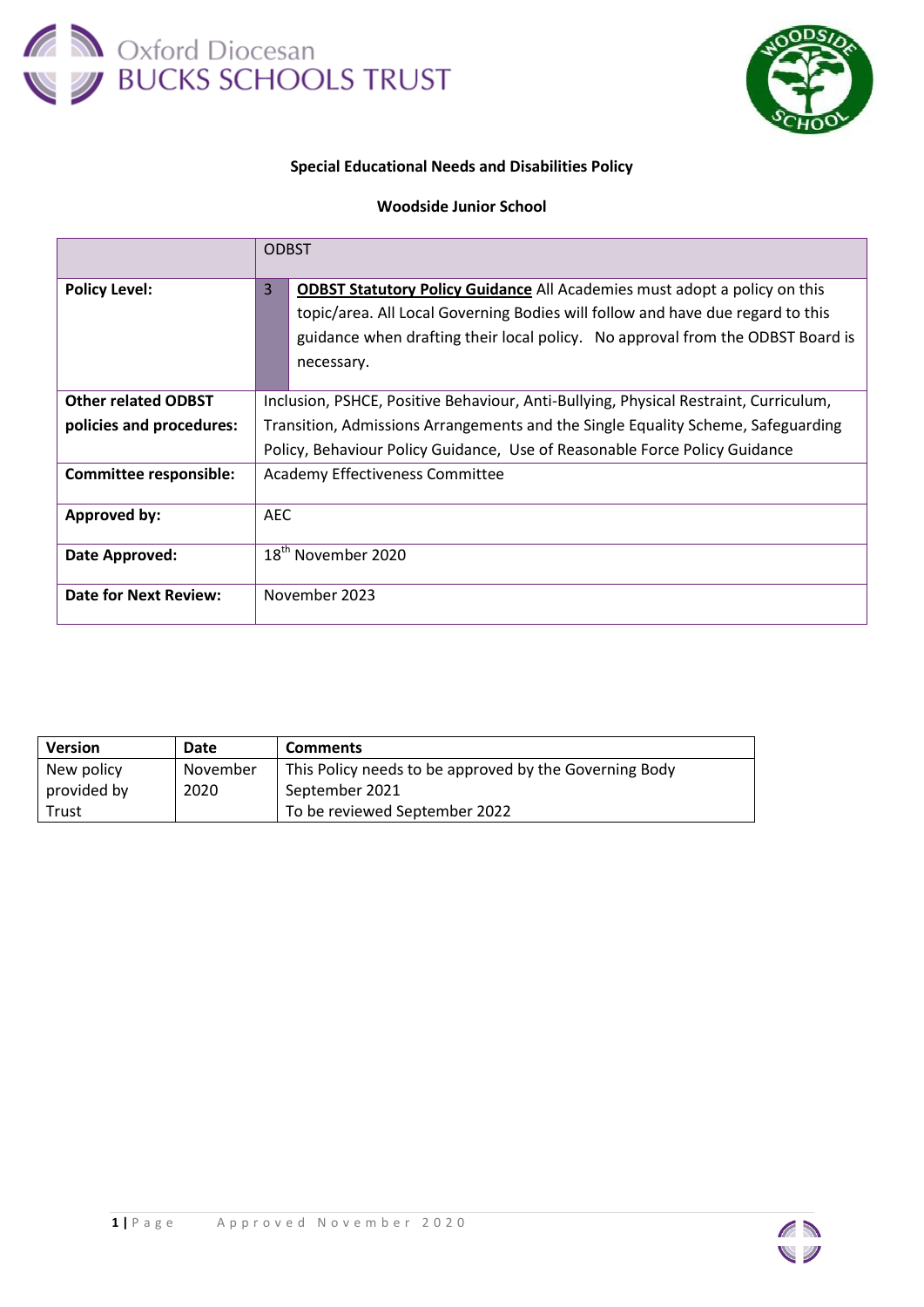Oxford Diocesan
BUCKS SCHOOLS TRUST

**Special Educational Needs and Disabilities Policy**

**Woodside Junior School**

| | ODBST |
|---|---|
| **Policy Level:** | 3 **ODBST Statutory Policy Guidance** All Academies must adopt a policy on this topic/area. All Local Governing Bodies will follow and have due regard to this guidance when drafting their local policy. No approval from the ODBST Board is necessary. |
| **Other related ODBST policies and procedures:** | Inclusion, PSHCE, Positive Behaviour, Anti-Bullying, Physical Restraint, Curriculum, Transition, Admissions Arrangements and the Single Equality Scheme, Safeguarding Policy, Behaviour Policy Guidance, Use of Reasonable Force Policy Guidance |
| **Committee responsible:** | Academy Effectiveness Committee |
| **Approved by:** | AEC |
| **Date Approved:** | 18th November 2020 |
| **Date for Next Review:** | November 2023 |

| **Version** | **Date** | **Comments** |
|---|---|---|
| New policy provided by Trust | November 2020 | This Policy needs to be approved by the Governing Body September 2021<br>To be reviewed September 2022 |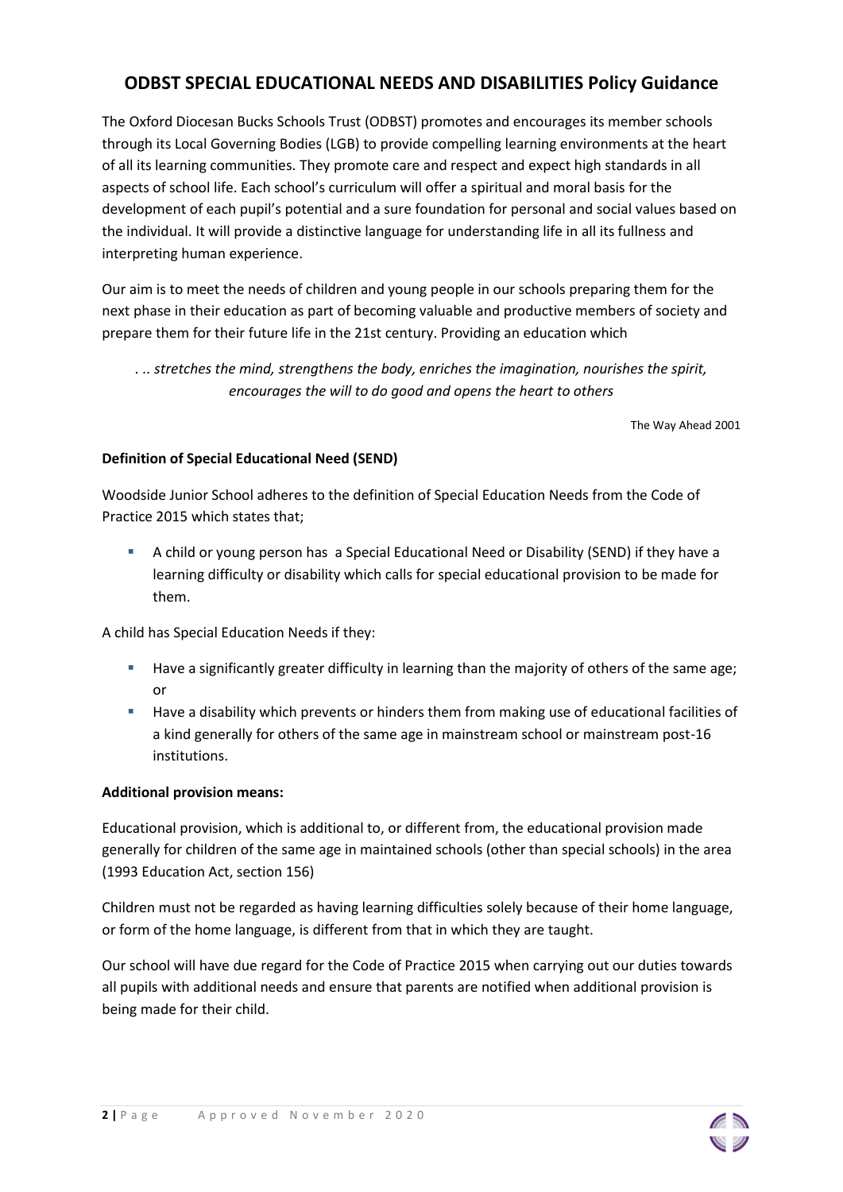# ODBST SPECIAL EDUCATIONAL NEEDS AND DISABILITIES Policy Guidance

The Oxford Diocesan Bucks Schools Trust (ODBST) promotes and encourages its member schools through its Local Governing Bodies (LGB) to provide compelling learning environments at the heart of all its learning communities. They promote care and respect and expect high standards in all aspects of school life. Each school's curriculum will offer a spiritual and moral basis for the development of each pupil's potential and a sure foundation for personal and social values based on the individual. It will provide a distinctive language for understanding life in all its fullness and interpreting human experience.

Our aim is to meet the needs of children and young people in our schools preparing them for the next phase in their education as part of becoming valuable and productive members of society and prepare them for their future life in the 21st century. Providing an education which

*. .. stretches the mind, strengthens the body, enriches the imagination, nourishes the spirit, encourages the will to do good and opens the heart to others*

The Way Ahead 2001

**Definition of Special Educational Need (SEND)**

Woodside Junior School adheres to the definition of Special Education Needs from the Code of Practice 2015 which states that;

- A child or young person has a Special Educational Need or Disability (SEND) if they have a learning difficulty or disability which calls for special educational provision to be made for them.

A child has Special Education Needs if they:

- Have a significantly greater difficulty in learning than the majority of others of the same age; or
- Have a disability which prevents or hinders them from making use of educational facilities of a kind generally for others of the same age in mainstream school or mainstream post-16 institutions.

**Additional provision means:**

Educational provision, which is additional to, or different from, the educational provision made generally for children of the same age in maintained schools (other than special schools) in the area (1993 Education Act, section 156)

Children must not be regarded as having learning difficulties solely because of their home language, or form of the home language, is different from that in which they are taught.

Our school will have due regard for the Code of Practice 2015 when carrying out our duties towards all pupils with additional needs and ensure that parents are notified when additional provision is being made for their child.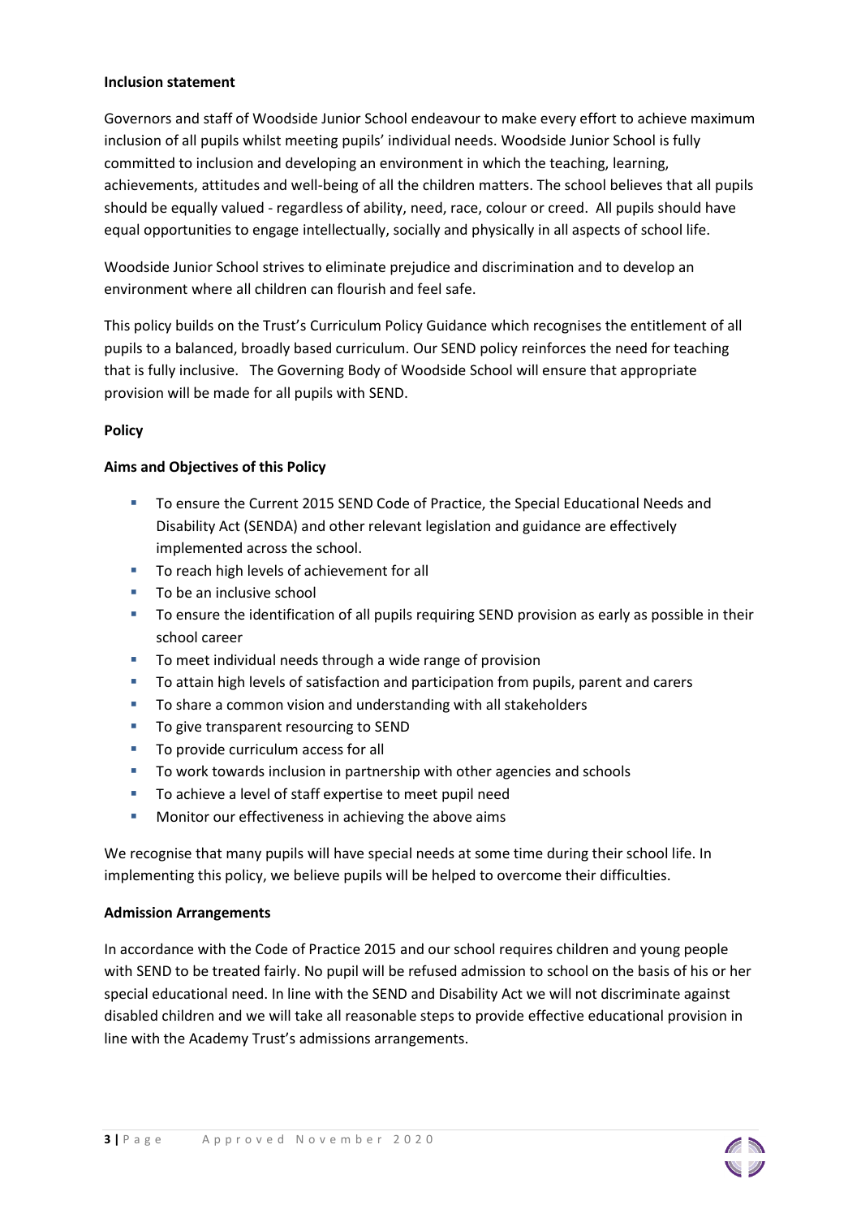**Inclusion statement**

Governors and staff of Woodside Junior School endeavour to make every effort to achieve maximum inclusion of all pupils whilst meeting pupils' individual needs. Woodside Junior School is fully committed to inclusion and developing an environment in which the teaching, learning, achievements, attitudes and well-being of all the children matters. The school believes that all pupils should be equally valued - regardless of ability, need, race, colour or creed. All pupils should have equal opportunities to engage intellectually, socially and physically in all aspects of school life.

Woodside Junior School strives to eliminate prejudice and discrimination and to develop an environment where all children can flourish and feel safe.

This policy builds on the Trust's Curriculum Policy Guidance which recognises the entitlement of all pupils to a balanced, broadly based curriculum. Our SEND policy reinforces the need for teaching that is fully inclusive. The Governing Body of Woodside School will ensure that appropriate provision will be made for all pupils with SEND.

**Policy**

**Aims and Objectives of this Policy**

- To ensure the Current 2015 SEND Code of Practice, the Special Educational Needs and Disability Act (SENDA) and other relevant legislation and guidance are effectively implemented across the school.
- To reach high levels of achievement for all
- To be an inclusive school
- To ensure the identification of all pupils requiring SEND provision as early as possible in their school career
- To meet individual needs through a wide range of provision
- To attain high levels of satisfaction and participation from pupils, parent and carers
- To share a common vision and understanding with all stakeholders
- To give transparent resourcing to SEND
- To provide curriculum access for all
- To work towards inclusion in partnership with other agencies and schools
- To achieve a level of staff expertise to meet pupil need
- Monitor our effectiveness in achieving the above aims

We recognise that many pupils will have special needs at some time during their school life. In implementing this policy, we believe pupils will be helped to overcome their difficulties.

**Admission Arrangements**

In accordance with the Code of Practice 2015 and our school requires children and young people with SEND to be treated fairly. No pupil will be refused admission to school on the basis of his or her special educational need. In line with the SEND and Disability Act we will not discriminate against disabled children and we will take all reasonable steps to provide effective educational provision in line with the Academy Trust's admissions arrangements.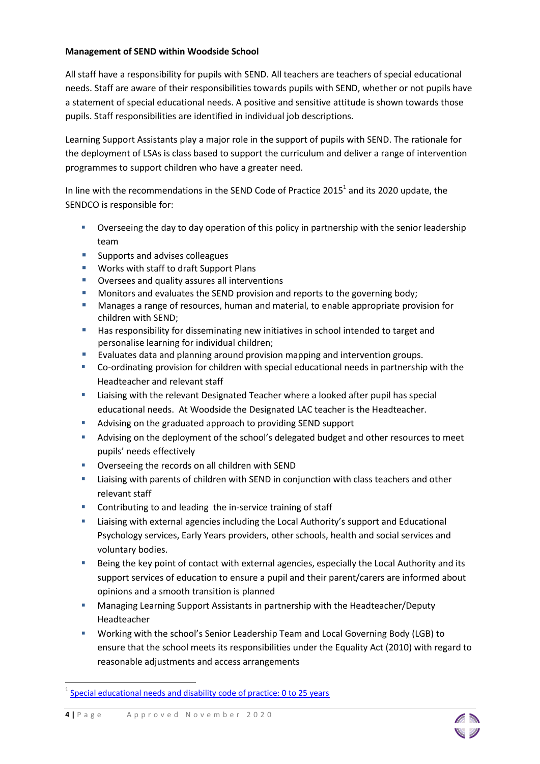**Management of SEND within Woodside School**

All staff have a responsibility for pupils with SEND. All teachers are teachers of special educational needs. Staff are aware of their responsibilities towards pupils with SEND, whether or not pupils have a statement of special educational needs. A positive and sensitive attitude is shown towards those pupils. Staff responsibilities are identified in individual job descriptions.

Learning Support Assistants play a major role in the support of pupils with SEND. The rationale for the deployment of LSAs is class based to support the curriculum and deliver a range of intervention programmes to support children who have a greater need.

In line with the recommendations in the SEND Code of Practice 2015[1] and its 2020 update, the SENDCO is responsible for:

- Overseeing the day to day operation of this policy in partnership with the senior leadership team
- Supports and advises colleagues
- Works with staff to draft Support Plans
- Oversees and quality assures all interventions
- Monitors and evaluates the SEND provision and reports to the governing body;
- Manages a range of resources, human and material, to enable appropriate provision for children with SEND;
- Has responsibility for disseminating new initiatives in school intended to target and personalise learning for individual children;
- Evaluates data and planning around provision mapping and intervention groups.
- Co-ordinating provision for children with special educational needs in partnership with the Headteacher and relevant staff
- Liaising with the relevant Designated Teacher where a looked after pupil has special educational needs. At Woodside the Designated LAC teacher is the Headteacher.
- Advising on the graduated approach to providing SEND support
- Advising on the deployment of the school's delegated budget and other resources to meet pupils' needs effectively
- Overseeing the records on all children with SEND
- Liaising with parents of children with SEND in conjunction with class teachers and other relevant staff
- Contributing to and leading the in-service training of staff
- Liaising with external agencies including the Local Authority's support and Educational Psychology services, Early Years providers, other schools, health and social services and voluntary bodies.
- Being the key point of contact with external agencies, especially the Local Authority and its support services of education to ensure a pupil and their parent/carers are informed about opinions and a smooth transition is planned
- Managing Learning Support Assistants in partnership with the Headteacher/Deputy Headteacher
- Working with the school's Senior Leadership Team and Local Governing Body (LGB) to ensure that the school meets its responsibilities under the Equality Act (2010) with regard to reasonable adjustments and access arrangements

---

[1] Special educational needs and disability code of practice: 0 to 25 years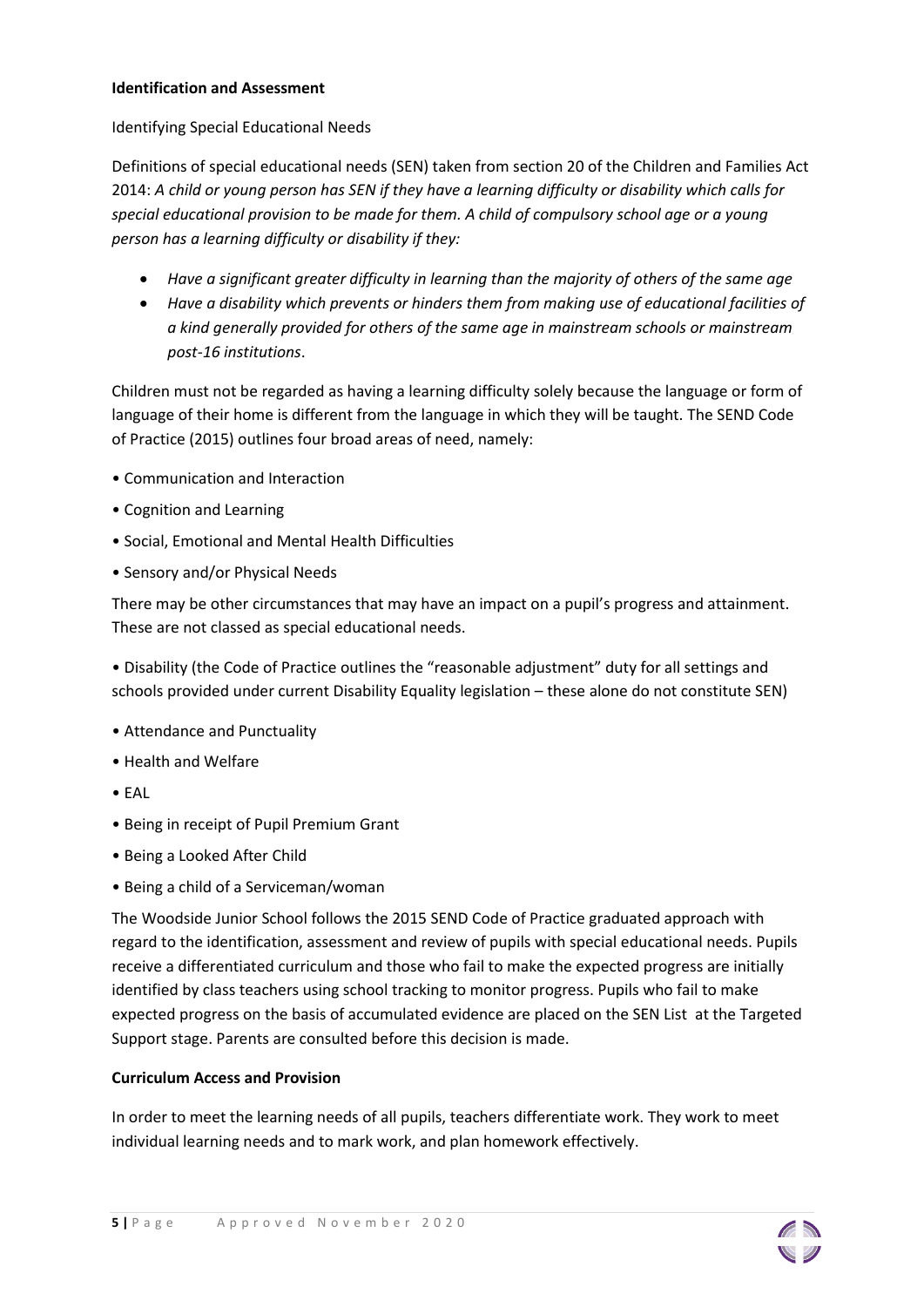**Identification and Assessment**

Identifying Special Educational Needs

Definitions of special educational needs (SEN) taken from section 20 of the Children and Families Act 2014: *A child or young person has SEN if they have a learning difficulty or disability which calls for special educational provision to be made for them. A child of compulsory school age or a young person has a learning difficulty or disability if they:*

- *Have a significant greater difficulty in learning than the majority of others of the same age*
- *Have a disability which prevents or hinders them from making use of educational facilities of a kind generally provided for others of the same age in mainstream schools or mainstream post-16 institutions*.

Children must not be regarded as having a learning difficulty solely because the language or form of language of their home is different from the language in which they will be taught. The SEND Code of Practice (2015) outlines four broad areas of need, namely:

- Communication and Interaction
- Cognition and Learning
- Social, Emotional and Mental Health Difficulties
- Sensory and/or Physical Needs

There may be other circumstances that may have an impact on a pupil's progress and attainment. These are not classed as special educational needs.

- Disability (the Code of Practice outlines the "reasonable adjustment" duty for all settings and schools provided under current Disability Equality legislation – these alone do not constitute SEN)
- Attendance and Punctuality
- Health and Welfare
- EAL
- Being in receipt of Pupil Premium Grant
- Being a Looked After Child
- Being a child of a Serviceman/woman

The Woodside Junior School follows the 2015 SEND Code of Practice graduated approach with regard to the identification, assessment and review of pupils with special educational needs. Pupils receive a differentiated curriculum and those who fail to make the expected progress are initially identified by class teachers using school tracking to monitor progress. Pupils who fail to make expected progress on the basis of accumulated evidence are placed on the SEN List at the Targeted Support stage. Parents are consulted before this decision is made.

**Curriculum Access and Provision**

In order to meet the learning needs of all pupils, teachers differentiate work. They work to meet individual learning needs and to mark work, and plan homework effectively.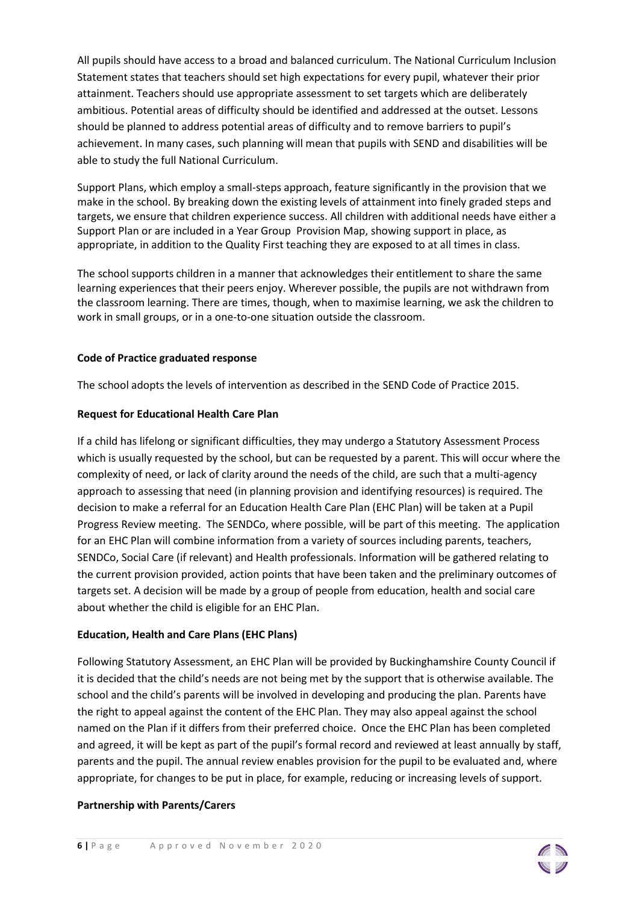All pupils should have access to a broad and balanced curriculum. The National Curriculum Inclusion Statement states that teachers should set high expectations for every pupil, whatever their prior attainment. Teachers should use appropriate assessment to set targets which are deliberately ambitious. Potential areas of difficulty should be identified and addressed at the outset. Lessons should be planned to address potential areas of difficulty and to remove barriers to pupil's achievement. In many cases, such planning will mean that pupils with SEND and disabilities will be able to study the full National Curriculum.

Support Plans, which employ a small-steps approach, feature significantly in the provision that we make in the school. By breaking down the existing levels of attainment into finely graded steps and targets, we ensure that children experience success. All children with additional needs have either a Support Plan or are included in a Year Group Provision Map, showing support in place, as appropriate, in addition to the Quality First teaching they are exposed to at all times in class.

The school supports children in a manner that acknowledges their entitlement to share the same learning experiences that their peers enjoy. Wherever possible, the pupils are not withdrawn from the classroom learning. There are times, though, when to maximise learning, we ask the children to work in small groups, or in a one-to-one situation outside the classroom.

**Code of Practice graduated response**

The school adopts the levels of intervention as described in the SEND Code of Practice 2015.

**Request for Educational Health Care Plan**

If a child has lifelong or significant difficulties, they may undergo a Statutory Assessment Process which is usually requested by the school, but can be requested by a parent. This will occur where the complexity of need, or lack of clarity around the needs of the child, are such that a multi-agency approach to assessing that need (in planning provision and identifying resources) is required. The decision to make a referral for an Education Health Care Plan (EHC Plan) will be taken at a Pupil Progress Review meeting. The SENDCo, where possible, will be part of this meeting. The application for an EHC Plan will combine information from a variety of sources including parents, teachers, SENDCo, Social Care (if relevant) and Health professionals. Information will be gathered relating to the current provision provided, action points that have been taken and the preliminary outcomes of targets set. A decision will be made by a group of people from education, health and social care about whether the child is eligible for an EHC Plan.

**Education, Health and Care Plans (EHC Plans)**

Following Statutory Assessment, an EHC Plan will be provided by Buckinghamshire County Council if it is decided that the child's needs are not being met by the support that is otherwise available. The school and the child's parents will be involved in developing and producing the plan. Parents have the right to appeal against the content of the EHC Plan. They may also appeal against the school named on the Plan if it differs from their preferred choice. Once the EHC Plan has been completed and agreed, it will be kept as part of the pupil's formal record and reviewed at least annually by staff, parents and the pupil. The annual review enables provision for the pupil to be evaluated and, where appropriate, for changes to be put in place, for example, reducing or increasing levels of support.

**Partnership with Parents/Carers**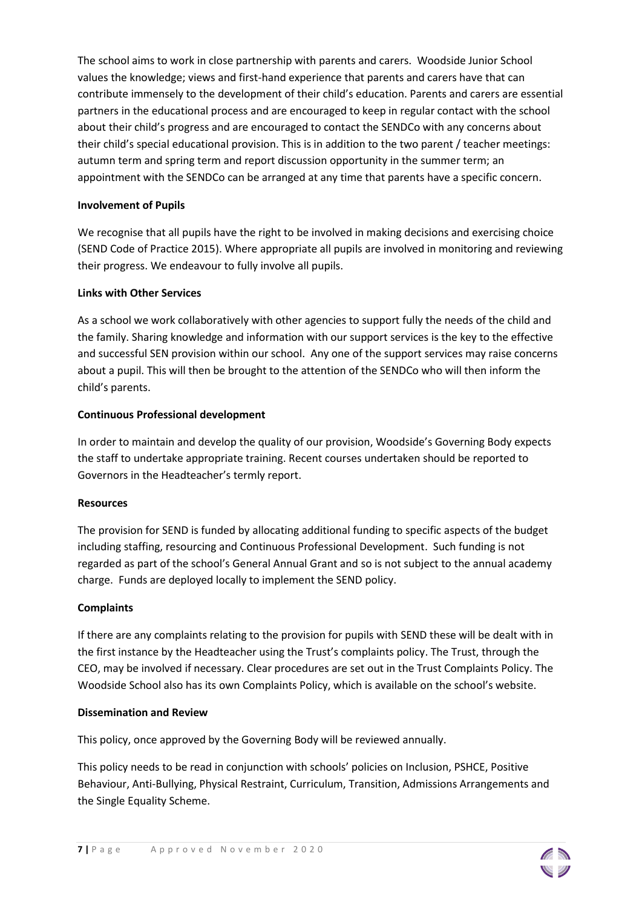The school aims to work in close partnership with parents and carers. Woodside Junior School values the knowledge; views and first-hand experience that parents and carers have that can contribute immensely to the development of their child's education. Parents and carers are essential partners in the educational process and are encouraged to keep in regular contact with the school about their child's progress and are encouraged to contact the SENDCo with any concerns about their child's special educational provision. This is in addition to the two parent / teacher meetings: autumn term and spring term and report discussion opportunity in the summer term; an appointment with the SENDCo can be arranged at any time that parents have a specific concern.

**Involvement of Pupils**

We recognise that all pupils have the right to be involved in making decisions and exercising choice (SEND Code of Practice 2015). Where appropriate all pupils are involved in monitoring and reviewing their progress. We endeavour to fully involve all pupils.

**Links with Other Services**

As a school we work collaboratively with other agencies to support fully the needs of the child and the family. Sharing knowledge and information with our support services is the key to the effective and successful SEN provision within our school. Any one of the support services may raise concerns about a pupil. This will then be brought to the attention of the SENDCo who will then inform the child's parents.

**Continuous Professional development**

In order to maintain and develop the quality of our provision, Woodside's Governing Body expects the staff to undertake appropriate training. Recent courses undertaken should be reported to Governors in the Headteacher's termly report.

**Resources**

The provision for SEND is funded by allocating additional funding to specific aspects of the budget including staffing, resourcing and Continuous Professional Development. Such funding is not regarded as part of the school's General Annual Grant and so is not subject to the annual academy charge. Funds are deployed locally to implement the SEND policy.

**Complaints**

If there are any complaints relating to the provision for pupils with SEND these will be dealt with in the first instance by the Headteacher using the Trust's complaints policy. The Trust, through the CEO, may be involved if necessary. Clear procedures are set out in the Trust Complaints Policy. The Woodside School also has its own Complaints Policy, which is available on the school's website.

**Dissemination and Review**

This policy, once approved by the Governing Body will be reviewed annually.

This policy needs to be read in conjunction with schools' policies on Inclusion, PSHCE, Positive Behaviour, Anti-Bullying, Physical Restraint, Curriculum, Transition, Admissions Arrangements and the Single Equality Scheme.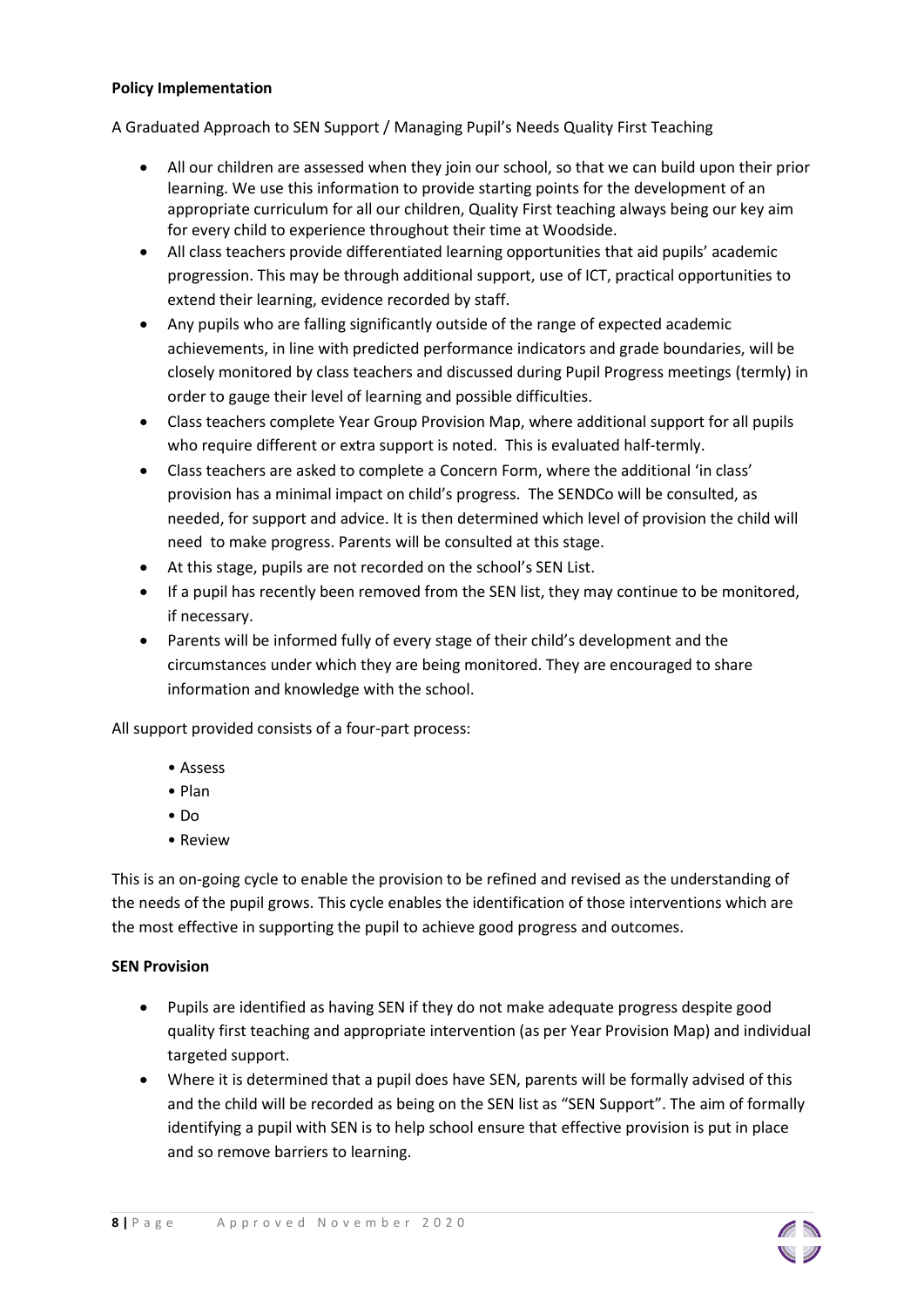**Policy Implementation**

A Graduated Approach to SEN Support / Managing Pupil's Needs Quality First Teaching

- All our children are assessed when they join our school, so that we can build upon their prior learning. We use this information to provide starting points for the development of an appropriate curriculum for all our children, Quality First teaching always being our key aim for every child to experience throughout their time at Woodside.
- All class teachers provide differentiated learning opportunities that aid pupils' academic progression. This may be through additional support, use of ICT, practical opportunities to extend their learning, evidence recorded by staff.
- Any pupils who are falling significantly outside of the range of expected academic achievements, in line with predicted performance indicators and grade boundaries, will be closely monitored by class teachers and discussed during Pupil Progress meetings (termly) in order to gauge their level of learning and possible difficulties.
- Class teachers complete Year Group Provision Map, where additional support for all pupils who require different or extra support is noted. This is evaluated half-termly.
- Class teachers are asked to complete a Concern Form, where the additional 'in class' provision has a minimal impact on child's progress. The SENDCo will be consulted, as needed, for support and advice. It is then determined which level of provision the child will need to make progress. Parents will be consulted at this stage.
- At this stage, pupils are not recorded on the school's SEN List.
- If a pupil has recently been removed from the SEN list, they may continue to be monitored, if necessary.
- Parents will be informed fully of every stage of their child's development and the circumstances under which they are being monitored. They are encouraged to share information and knowledge with the school.

All support provided consists of a four-part process:

- Assess
- Plan
- Do
- Review

This is an on-going cycle to enable the provision to be refined and revised as the understanding of the needs of the pupil grows. This cycle enables the identification of those interventions which are the most effective in supporting the pupil to achieve good progress and outcomes.

**SEN Provision**

- Pupils are identified as having SEN if they do not make adequate progress despite good quality first teaching and appropriate intervention (as per Year Provision Map) and individual targeted support.
- Where it is determined that a pupil does have SEN, parents will be formally advised of this and the child will be recorded as being on the SEN list as "SEN Support". The aim of formally identifying a pupil with SEN is to help school ensure that effective provision is put in place and so remove barriers to learning.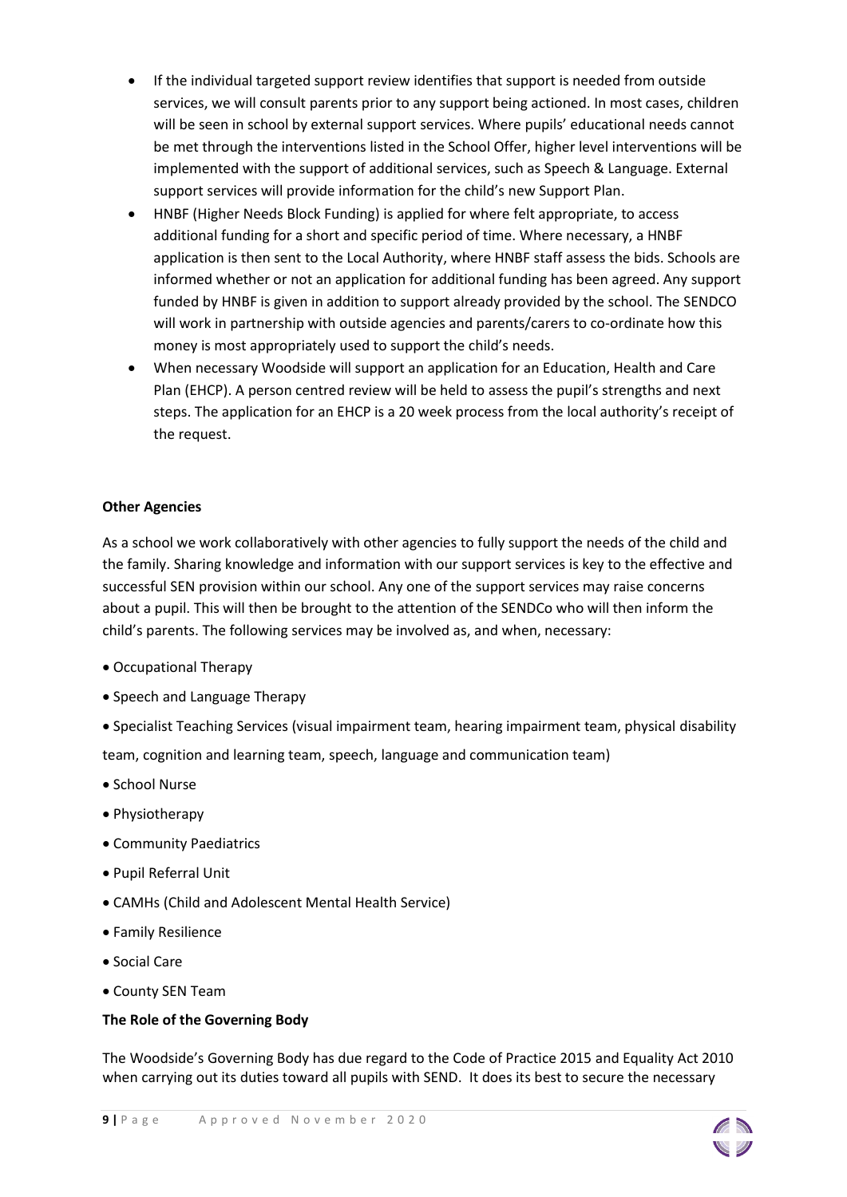- If the individual targeted support review identifies that support is needed from outside services, we will consult parents prior to any support being actioned. In most cases, children will be seen in school by external support services. Where pupils' educational needs cannot be met through the interventions listed in the School Offer, higher level interventions will be implemented with the support of additional services, such as Speech & Language. External support services will provide information for the child's new Support Plan.
- HNBF (Higher Needs Block Funding) is applied for where felt appropriate, to access additional funding for a short and specific period of time. Where necessary, a HNBF application is then sent to the Local Authority, where HNBF staff assess the bids. Schools are informed whether or not an application for additional funding has been agreed. Any support funded by HNBF is given in addition to support already provided by the school. The SENDCO will work in partnership with outside agencies and parents/carers to co-ordinate how this money is most appropriately used to support the child's needs.
- When necessary Woodside will support an application for an Education, Health and Care Plan (EHCP). A person centred review will be held to assess the pupil's strengths and next steps. The application for an EHCP is a 20 week process from the local authority's receipt of the request.

**Other Agencies**

As a school we work collaboratively with other agencies to fully support the needs of the child and the family. Sharing knowledge and information with our support services is key to the effective and successful SEN provision within our school. Any one of the support services may raise concerns about a pupil. This will then be brought to the attention of the SENDCo who will then inform the child's parents. The following services may be involved as, and when, necessary:

- Occupational Therapy
- Speech and Language Therapy
- Specialist Teaching Services (visual impairment team, hearing impairment team, physical disability team, cognition and learning team, speech, language and communication team)
- School Nurse
- Physiotherapy
- Community Paediatrics
- Pupil Referral Unit
- CAMHs (Child and Adolescent Mental Health Service)
- Family Resilience
- Social Care
- County SEN Team

**The Role of the Governing Body**

The Woodside's Governing Body has due regard to the Code of Practice 2015 and Equality Act 2010 when carrying out its duties toward all pupils with SEND. It does its best to secure the necessary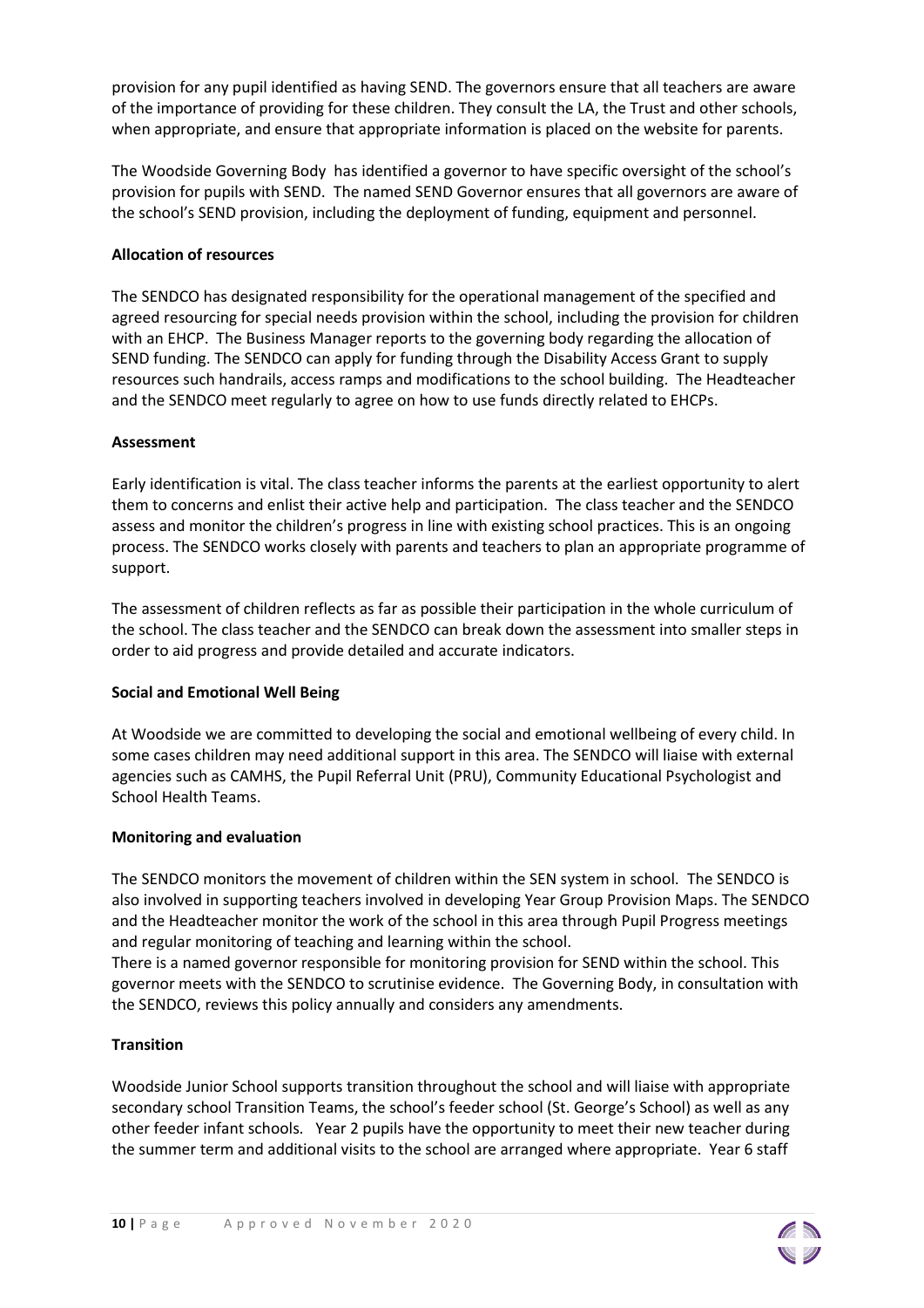provision for any pupil identified as having SEND. The governors ensure that all teachers are aware of the importance of providing for these children. They consult the LA, the Trust and other schools, when appropriate, and ensure that appropriate information is placed on the website for parents.

The Woodside Governing Body has identified a governor to have specific oversight of the school's provision for pupils with SEND. The named SEND Governor ensures that all governors are aware of the school's SEND provision, including the deployment of funding, equipment and personnel.

**Allocation of resources**

The SENDCO has designated responsibility for the operational management of the specified and agreed resourcing for special needs provision within the school, including the provision for children with an EHCP. The Business Manager reports to the governing body regarding the allocation of SEND funding. The SENDCO can apply for funding through the Disability Access Grant to supply resources such handrails, access ramps and modifications to the school building. The Headteacher and the SENDCO meet regularly to agree on how to use funds directly related to EHCPs.

**Assessment**

Early identification is vital. The class teacher informs the parents at the earliest opportunity to alert them to concerns and enlist their active help and participation. The class teacher and the SENDCO assess and monitor the children's progress in line with existing school practices. This is an ongoing process. The SENDCO works closely with parents and teachers to plan an appropriate programme of support.

The assessment of children reflects as far as possible their participation in the whole curriculum of the school. The class teacher and the SENDCO can break down the assessment into smaller steps in order to aid progress and provide detailed and accurate indicators.

**Social and Emotional Well Being**

At Woodside we are committed to developing the social and emotional wellbeing of every child. In some cases children may need additional support in this area. The SENDCO will liaise with external agencies such as CAMHS, the Pupil Referral Unit (PRU), Community Educational Psychologist and School Health Teams.

**Monitoring and evaluation**

The SENDCO monitors the movement of children within the SEN system in school. The SENDCO is also involved in supporting teachers involved in developing Year Group Provision Maps. The SENDCO and the Headteacher monitor the work of the school in this area through Pupil Progress meetings and regular monitoring of teaching and learning within the school.

There is a named governor responsible for monitoring provision for SEND within the school. This governor meets with the SENDCO to scrutinise evidence. The Governing Body, in consultation with the SENDCO, reviews this policy annually and considers any amendments.

**Transition**

Woodside Junior School supports transition throughout the school and will liaise with appropriate secondary school Transition Teams, the school's feeder school (St. George's School) as well as any other feeder infant schools. Year 2 pupils have the opportunity to meet their new teacher during the summer term and additional visits to the school are arranged where appropriate. Year 6 staff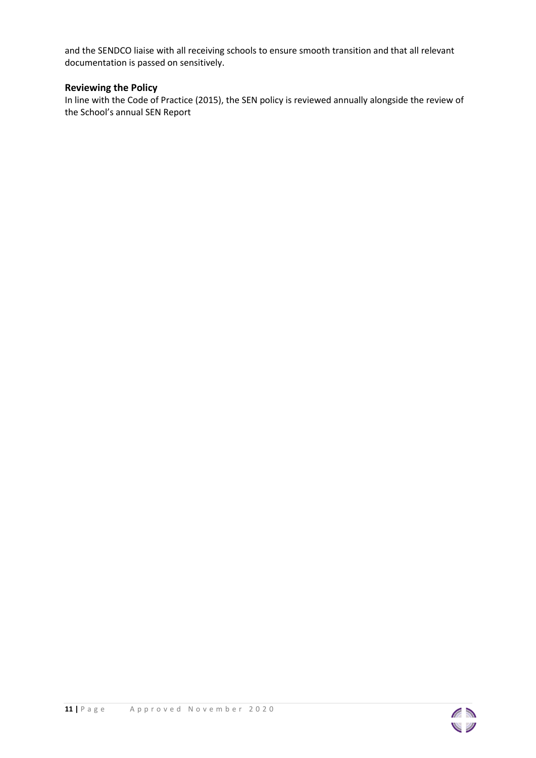and the SENDCO liaise with all receiving schools to ensure smooth transition and that all relevant documentation is passed on sensitively.

### Reviewing the Policy

In line with the Code of Practice (2015), the SEN policy is reviewed annually alongside the review of the School's annual SEN Report